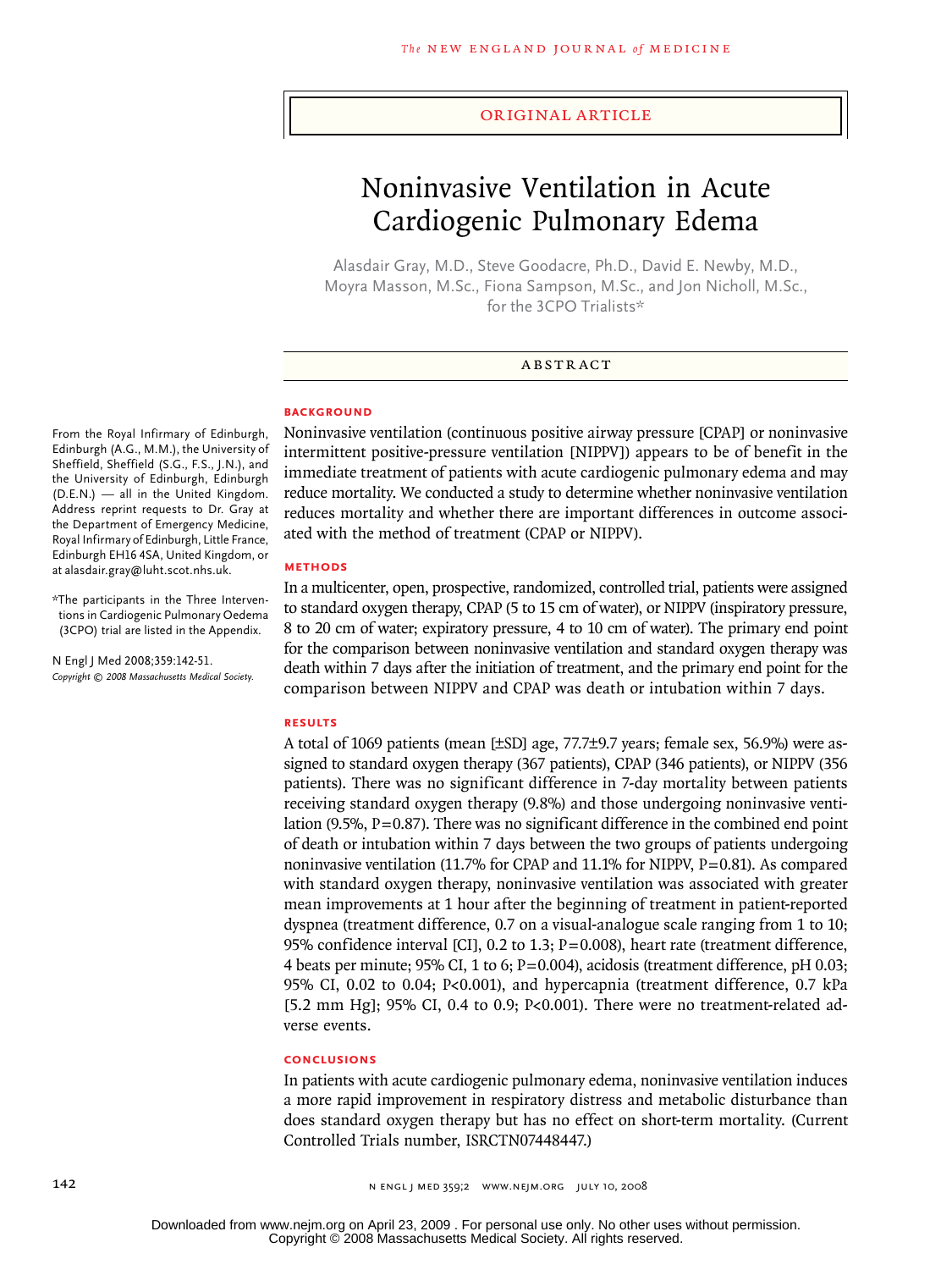ORIGINAL ARTICLE

# Noninvasive Ventilation in Acute Cardiogenic Pulmonary Edema

Alasdair Gray, M.D., Steve Goodacre, Ph.D., David E. Newby, M.D., Moyra Masson, M.Sc., Fiona Sampson, M.Sc., and Jon Nicholl, M.Sc., for the 3CPO Trialists*

## ABSTRACT

### BACKGROUND

Noninvasive ventilation (continuous positive airway pressure [CPAP] or noninvasive intermittent positive-pressure ventilation [NIPPV]) appears to be of benefit in the immediate treatment of patients with acute cardiogenic pulmonary edema and may reduce mortality. We conducted a study to determine whether noninvasive ventilation reduces mortality and whether there are important differences in outcome associated with the method of treatment (CPAP or NIPPV).

### METHODS

In a multicenter, open, prospective, randomized, controlled trial, patients were assigned to standard oxygen therapy, CPAP (5 to 15 cm of water), or NIPPV (inspiratory pressure, 8 to 20 cm of water; expiratory pressure, 4 to 10 cm of water). The primary end point for the comparison between noninvasive ventilation and standard oxygen therapy was death within 7 days after the initiation of treatment, and the primary end point for the comparison between NIPPV and CPAP was death or intubation within 7 days.

### RESULTS

A total of 1069 patients (mean [±SD] age, 77.7±9.7 years; female sex, 56.9%) were assigned to standard oxygen therapy (367 patients), CPAP (346 patients), or NIPPV (356 patients). There was no significant difference in 7-day mortality between patients receiving standard oxygen therapy (9.8%) and those undergoing noninvasive ventilation (9.5%, P=0.87). There was no significant difference in the combined end point of death or intubation within 7 days between the two groups of patients undergoing noninvasive ventilation (11.7% for CPAP and 11.1% for NIPPV, P=0.81). As compared with standard oxygen therapy, noninvasive ventilation was associated with greater mean improvements at 1 hour after the beginning of treatment in patient-reported dyspnea (treatment difference, 0.7 on a visual-analogue scale ranging from 1 to 10; 95% confidence interval [CI], 0.2 to 1.3; P=0.008), heart rate (treatment difference, 4 beats per minute; 95% CI, 1 to 6; P=0.004), acidosis (treatment difference, pH 0.03; 95% CI, 0.02 to 0.04; P<0.001), and hypercapnia (treatment difference, 0.7 kPa [5.2 mm Hg]; 95% CI, 0.4 to 0.9; P<0.001). There were no treatment-related adverse events.

### CONCLUSIONS

In patients with acute cardiogenic pulmonary edema, noninvasive ventilation induces a more rapid improvement in respiratory distress and metabolic disturbance than does standard oxygen therapy but has no effect on short-term mortality. (Current Controlled Trials number, ISRCTN07448447.)

From the Royal Infirmary of Edinburgh, Edinburgh (A.G., M.M.), the University of Sheffield, Sheffield (S.G., F.S., J.N.), and the University of Edinburgh, Edinburgh (D.E.N.) — all in the United Kingdom. Address reprint requests to Dr. Gray at the Department of Emergency Medicine, Royal Infirmary of Edinburgh, Little France, Edinburgh EH16 4SA, United Kingdom, or at alasdair.gray@luht.scot.nhs.uk.

*The participants in the Three Interventions in Cardiogenic Pulmonary Oedema (3CPO) trial are listed in the Appendix.

N Engl J Med 2008;359:142-51.
*Copyright © 2008 Massachusetts Medical Society.*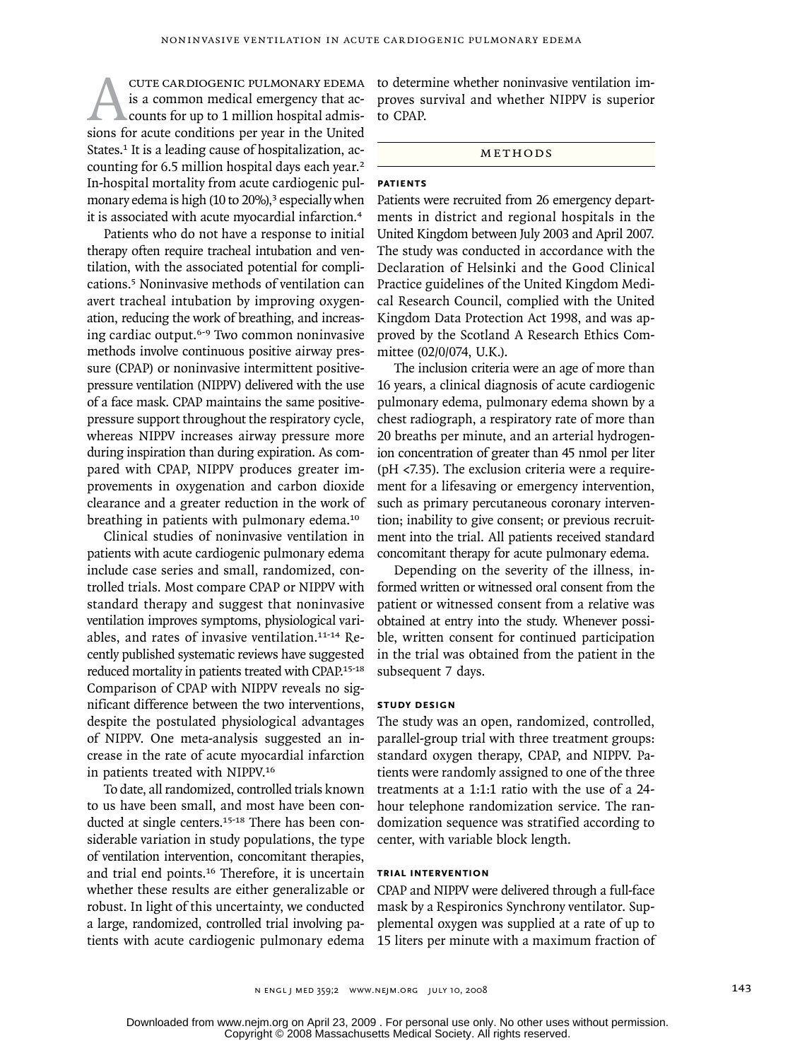Acute cardiogenic pulmonary edema is a common medical emergency that accounts for up to 1 million hospital admissions for acute conditions per year in the United States.[1] It is a leading cause of hospitalization, accounting for 6.5 million hospital days each year.[2] In-hospital mortality from acute cardiogenic pulmonary edema is high (10 to 20%),[3] especially when it is associated with acute myocardial infarction.[4]

Patients who do not have a response to initial therapy often require tracheal intubation and ventilation, with the associated potential for complications.[5] Noninvasive methods of ventilation can avert tracheal intubation by improving oxygenation, reducing the work of breathing, and increasing cardiac output.[6-9] Two common noninvasive methods involve continuous positive airway pressure (CPAP) or noninvasive intermittent positive-pressure ventilation (NIPPV) delivered with the use of a face mask. CPAP maintains the same positive-pressure support throughout the respiratory cycle, whereas NIPPV increases airway pressure more during inspiration than during expiration. As compared with CPAP, NIPPV produces greater improvements in oxygenation and carbon dioxide clearance and a greater reduction in the work of breathing in patients with pulmonary edema.[10]

Clinical studies of noninvasive ventilation in patients with acute cardiogenic pulmonary edema include case series and small, randomized, controlled trials. Most compare CPAP or NIPPV with standard therapy and suggest that noninvasive ventilation improves symptoms, physiological variables, and rates of invasive ventilation.[11-14] Recently published systematic reviews have suggested reduced mortality in patients treated with CPAP.[15-18] Comparison of CPAP with NIPPV reveals no significant difference between the two interventions, despite the postulated physiological advantages of NIPPV. One meta-analysis suggested an increase in the rate of acute myocardial infarction in patients treated with NIPPV.[16]

To date, all randomized, controlled trials known to us have been small, and most have been conducted at single centers.[15-18] There has been considerable variation in study populations, the type of ventilation intervention, concomitant therapies, and trial end points.[16] Therefore, it is uncertain whether these results are either generalizable or robust. In light of this uncertainty, we conducted a large, randomized, controlled trial involving patients with acute cardiogenic pulmonary edema to determine whether noninvasive ventilation improves survival and whether NIPPV is superior to CPAP.

## Methods

### Patients

Patients were recruited from 26 emergency departments in district and regional hospitals in the United Kingdom between July 2003 and April 2007. The study was conducted in accordance with the Declaration of Helsinki and the Good Clinical Practice guidelines of the United Kingdom Medical Research Council, complied with the United Kingdom Data Protection Act 1998, and was approved by the Scotland A Research Ethics Committee (02/0/074, U.K.).

The inclusion criteria were an age of more than 16 years, a clinical diagnosis of acute cardiogenic pulmonary edema, pulmonary edema shown by a chest radiograph, a respiratory rate of more than 20 breaths per minute, and an arterial hydrogen-ion concentration of greater than 45 nmol per liter (pH <7.35). The exclusion criteria were a requirement for a lifesaving or emergency intervention, such as primary percutaneous coronary intervention; inability to give consent; or previous recruitment into the trial. All patients received standard concomitant therapy for acute pulmonary edema.

Depending on the severity of the illness, informed written or witnessed oral consent from the patient or witnessed consent from a relative was obtained at entry into the study. Whenever possible, written consent for continued participation in the trial was obtained from the patient in the subsequent 7 days.

### Study Design

The study was an open, randomized, controlled, parallel-group trial with three treatment groups: standard oxygen therapy, CPAP, and NIPPV. Patients were randomly assigned to one of the three treatments at a 1:1:1 ratio with the use of a 24-hour telephone randomization service. The randomization sequence was stratified according to center, with variable block length.

### Trial Intervention

CPAP and NIPPV were delivered through a full-face mask by a Respironics Synchrony ventilator. Supplemental oxygen was supplied at a rate of up to 15 liters per minute with a maximum fraction of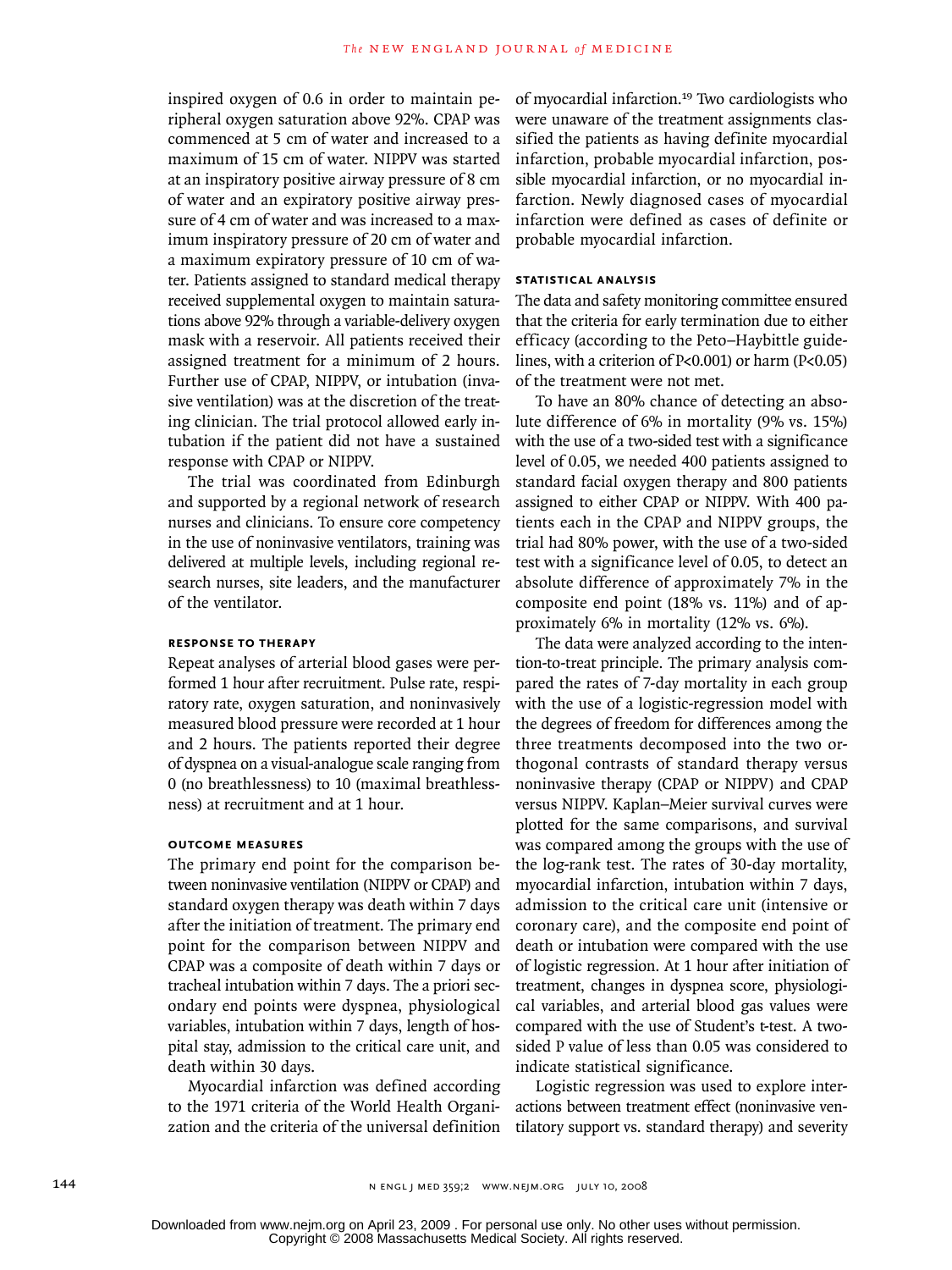inspired oxygen of 0.6 in order to maintain peripheral oxygen saturation above 92%. CPAP was commenced at 5 cm of water and increased to a maximum of 15 cm of water. NIPPV was started at an inspiratory positive airway pressure of 8 cm of water and an expiratory positive airway pressure of 4 cm of water and was increased to a maximum inspiratory pressure of 20 cm of water and a maximum expiratory pressure of 10 cm of water. Patients assigned to standard medical therapy received supplemental oxygen to maintain saturations above 92% through a variable-delivery oxygen mask with a reservoir. All patients received their assigned treatment for a minimum of 2 hours. Further use of CPAP, NIPPV, or intubation (invasive ventilation) was at the discretion of the treating clinician. The trial protocol allowed early intubation if the patient did not have a sustained response with CPAP or NIPPV.

The trial was coordinated from Edinburgh and supported by a regional network of research nurses and clinicians. To ensure core competency in the use of noninvasive ventilators, training was delivered at multiple levels, including regional research nurses, site leaders, and the manufacturer of the ventilator.

### RESPONSE TO THERAPY

Repeat analyses of arterial blood gases were performed 1 hour after recruitment. Pulse rate, respiratory rate, oxygen saturation, and noninvasively measured blood pressure were recorded at 1 hour and 2 hours. The patients reported their degree of dyspnea on a visual-analogue scale ranging from 0 (no breathlessness) to 10 (maximal breathlessness) at recruitment and at 1 hour.

### OUTCOME MEASURES

The primary end point for the comparison between noninvasive ventilation (NIPPV or CPAP) and standard oxygen therapy was death within 7 days after the initiation of treatment. The primary end point for the comparison between NIPPV and CPAP was a composite of death within 7 days or tracheal intubation within 7 days. The a priori secondary end points were dyspnea, physiological variables, intubation within 7 days, length of hospital stay, admission to the critical care unit, and death within 30 days.

Myocardial infarction was defined according to the 1971 criteria of the World Health Organization and the criteria of the universal definition of myocardial infarction.[19] Two cardiologists who were unaware of the treatment assignments classified the patients as having definite myocardial infarction, probable myocardial infarction, possible myocardial infarction, or no myocardial infarction. Newly diagnosed cases of myocardial infarction were defined as cases of definite or probable myocardial infarction.

### STATISTICAL ANALYSIS

The data and safety monitoring committee ensured that the criteria for early termination due to either efficacy (according to the Peto–Haybittle guidelines, with a criterion of $P<0.001$) or harm ($P<0.05$) of the treatment were not met.

To have an 80% chance of detecting an absolute difference of 6% in mortality (9% vs. 15%) with the use of a two-sided test with a significance level of 0.05, we needed 400 patients assigned to standard facial oxygen therapy and 800 patients assigned to either CPAP or NIPPV. With 400 patients each in the CPAP and NIPPV groups, the trial had 80% power, with the use of a two-sided test with a significance level of 0.05, to detect an absolute difference of approximately 7% in the composite end point (18% vs. 11%) and of approximately 6% in mortality (12% vs. 6%).

The data were analyzed according to the intention-to-treat principle. The primary analysis compared the rates of 7-day mortality in each group with the use of a logistic-regression model with the degrees of freedom for differences among the three treatments decomposed into the two orthogonal contrasts of standard therapy versus noninvasive therapy (CPAP or NIPPV) and CPAP versus NIPPV. Kaplan–Meier survival curves were plotted for the same comparisons, and survival was compared among the groups with the use of the log-rank test. The rates of 30-day mortality, myocardial infarction, intubation within 7 days, admission to the critical care unit (intensive or coronary care), and the composite end point of death or intubation were compared with the use of logistic regression. At 1 hour after initiation of treatment, changes in dyspnea score, physiological variables, and arterial blood gas values were compared with the use of Student's t-test. A two-sided P value of less than 0.05 was considered to indicate statistical significance.

Logistic regression was used to explore interactions between treatment effect (noninvasive ventilatory support vs. standard therapy) and severity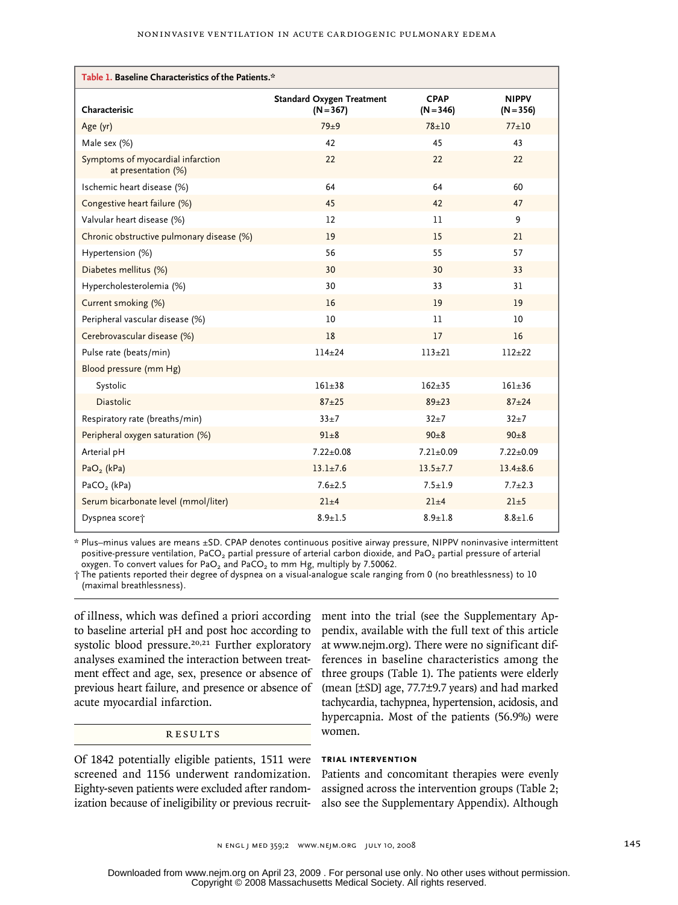**Table 1. Baseline Characteristics of the Patients.***

| Characterisic | Standard Oxygen Treatment (N=367) | CPAP (N=346) | NIPPV (N=356) |
|---|---|---|---|
| Age (yr) | 79±9 | 78±10 | 77±10 |
| Male sex (%) | 42 | 45 | 43 |
| Symptoms of myocardial infarction at presentation (%) | 22 | 22 | 22 |
| Ischemic heart disease (%) | 64 | 64 | 60 |
| Congestive heart failure (%) | 45 | 42 | 47 |
| Valvular heart disease (%) | 12 | 11 | 9 |
| Chronic obstructive pulmonary disease (%) | 19 | 15 | 21 |
| Hypertension (%) | 56 | 55 | 57 |
| Diabetes mellitus (%) | 30 | 30 | 33 |
| Hypercholesterolemia (%) | 30 | 33 | 31 |
| Current smoking (%) | 16 | 19 | 19 |
| Peripheral vascular disease (%) | 10 | 11 | 10 |
| Cerebrovascular disease (%) | 18 | 17 | 16 |
| Pulse rate (beats/min) | 114±24 | 113±21 | 112±22 |
| Blood pressure (mm Hg) | | | |
| Systolic | 161±38 | 162±35 | 161±36 |
| Diastolic | 87±25 | 89±23 | 87±24 |
| Respiratory rate (breaths/min) | 33±7 | 32±7 | 32±7 |
| Peripheral oxygen saturation (%) | 91±8 | 90±8 | 90±8 |
| Arterial pH | 7.22±0.08 | 7.21±0.09 | 7.22±0.09 |
| $PaO_2$ (kPa) | 13.1±7.6 | 13.5±7.7 | 13.4±8.6 |
| $PaCO_2$ (kPa) | 7.6±2.5 | 7.5±1.9 | 7.7±2.3 |
| Serum bicarbonate level (mmol/liter) | 21±4 | 21±4 | 21±5 |
| Dyspnea score† | 8.9±1.5 | 8.9±1.8 | 8.8±1.6 |

\* Plus–minus values are means ±SD. CPAP denotes continuous positive airway pressure, NIPPV noninvasive intermittent positive-pressure ventilation, $PaCO_2$ partial pressure of arterial carbon dioxide, and $PaO_2$ partial pressure of arterial oxygen. To convert values for $PaO_2$ and $PaCO_2$ to mm Hg, multiply by 7.50062.

† The patients reported their degree of dyspnea on a visual-analogue scale ranging from 0 (no breathlessness) to 10 (maximal breathlessness).

of illness, which was defined a priori according to baseline arterial pH and post hoc according to systolic blood pressure.[20,21] Further exploratory analyses examined the interaction between treatment effect and age, sex, presence or absence of previous heart failure, and presence or absence of acute myocardial infarction.

## RESULTS

Of 1842 potentially eligible patients, 1511 were screened and 1156 underwent randomization. Eighty-seven patients were excluded after randomization because of ineligibility or previous recruitment into the trial (see the Supplementary Appendix, available with the full text of this article at www.nejm.org). There were no significant differences in baseline characteristics among the three groups (Table 1). The patients were elderly (mean [±SD] age, 77.7±9.7 years) and had marked tachycardia, tachypnea, hypertension, acidosis, and hypercapnia. Most of the patients (56.9%) were women.

### TRIAL INTERVENTION

Patients and concomitant therapies were evenly assigned across the intervention groups (Table 2; also see the Supplementary Appendix). Although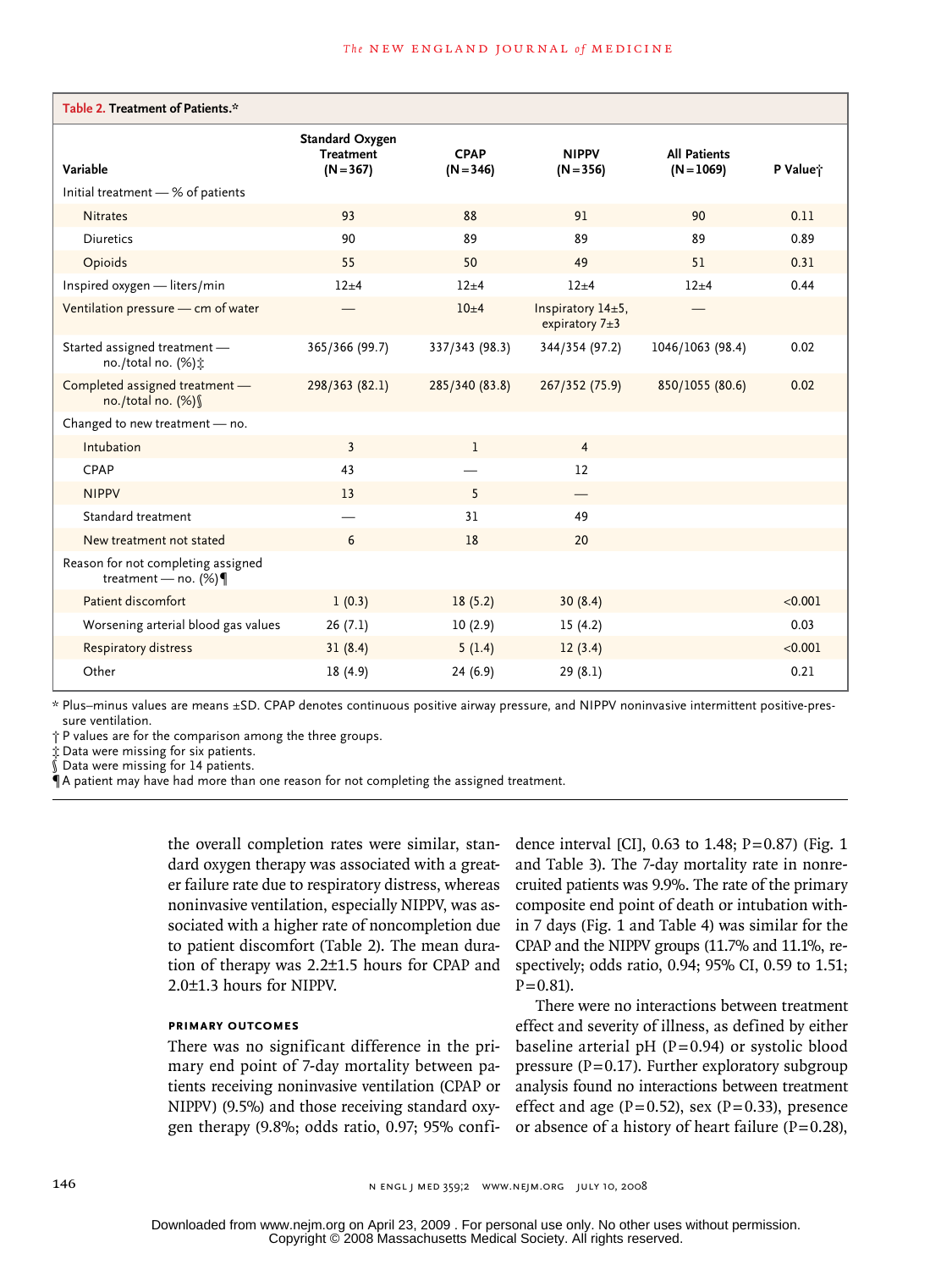**Table 2. Treatment of Patients.***

| Variable | Standard Oxygen Treatment (N=367) | CPAP (N=346) | NIPPV (N=356) | All Patients (N=1069) | P Value† |
|---|---|---|---|---|---|
| Initial treatment — % of patients | | | | | |
| Nitrates | 93 | 88 | 91 | 90 | 0.11 |
| Diuretics | 90 | 89 | 89 | 89 | 0.89 |
| Opioids | 55 | 50 | 49 | 51 | 0.31 |
| Inspired oxygen — liters/min | 12±4 | 12±4 | 12±4 | 12±4 | 0.44 |
| Ventilation pressure — cm of water | — | 10±4 | Inspiratory 14±5, expiratory 7±3 | — | |
| Started assigned treatment — no./total no. (%)‡ | 365/366 (99.7) | 337/343 (98.3) | 344/354 (97.2) | 1046/1063 (98.4) | 0.02 |
| Completed assigned treatment — no./total no. (%)§ | 298/363 (82.1) | 285/340 (83.8) | 267/352 (75.9) | 850/1055 (80.6) | 0.02 |
| Changed to new treatment — no. | | | | | |
| Intubation | 3 | 1 | 4 | | |
| CPAP | 43 | — | 12 | | |
| NIPPV | 13 | 5 | — | | |
| Standard treatment | — | 31 | 49 | | |
| New treatment not stated | 6 | 18 | 20 | | |
| Reason for not completing assigned treatment — no. (%)¶ | | | | | |
| Patient discomfort | 1 (0.3) | 18 (5.2) | 30 (8.4) | | <0.001 |
| Worsening arterial blood gas values | 26 (7.1) | 10 (2.9) | 15 (4.2) | | 0.03 |
| Respiratory distress | 31 (8.4) | 5 (1.4) | 12 (3.4) | | <0.001 |
| Other | 18 (4.9) | 24 (6.9) | 29 (8.1) | | 0.21 |

\* Plus–minus values are means ±SD. CPAP denotes continuous positive airway pressure, and NIPPV noninvasive intermittent positive-pressure ventilation.

† P values are for the comparison among the three groups.

‡ Data were missing for six patients.

§ Data were missing for 14 patients.

¶ A patient may have had more than one reason for not completing the assigned treatment.

the overall completion rates were similar, standard oxygen therapy was associated with a greater failure rate due to respiratory distress, whereas noninvasive ventilation, especially NIPPV, was associated with a higher rate of noncompletion due to patient discomfort (Table 2). The mean duration of therapy was 2.2±1.5 hours for CPAP and 2.0±1.3 hours for NIPPV.

### PRIMARY OUTCOMES

There was no significant difference in the primary end point of 7-day mortality between patients receiving noninvasive ventilation (CPAP or NIPPV) (9.5%) and those receiving standard oxygen therapy (9.8%; odds ratio, 0.97; 95% confidence interval [CI], 0.63 to 1.48; P=0.87) (Fig. 1 and Table 3). The 7-day mortality rate in nonrecruited patients was 9.9%. The rate of the primary composite end point of death or intubation within 7 days (Fig. 1 and Table 4) was similar for the CPAP and the NIPPV groups (11.7% and 11.1%, respectively; odds ratio, 0.94; 95% CI, 0.59 to 1.51; P=0.81).

There were no interactions between treatment effect and severity of illness, as defined by either baseline arterial pH (P=0.94) or systolic blood pressure (P=0.17). Further exploratory subgroup analysis found no interactions between treatment effect and age (P=0.52), sex (P=0.33), presence or absence of a history of heart failure (P=0.28),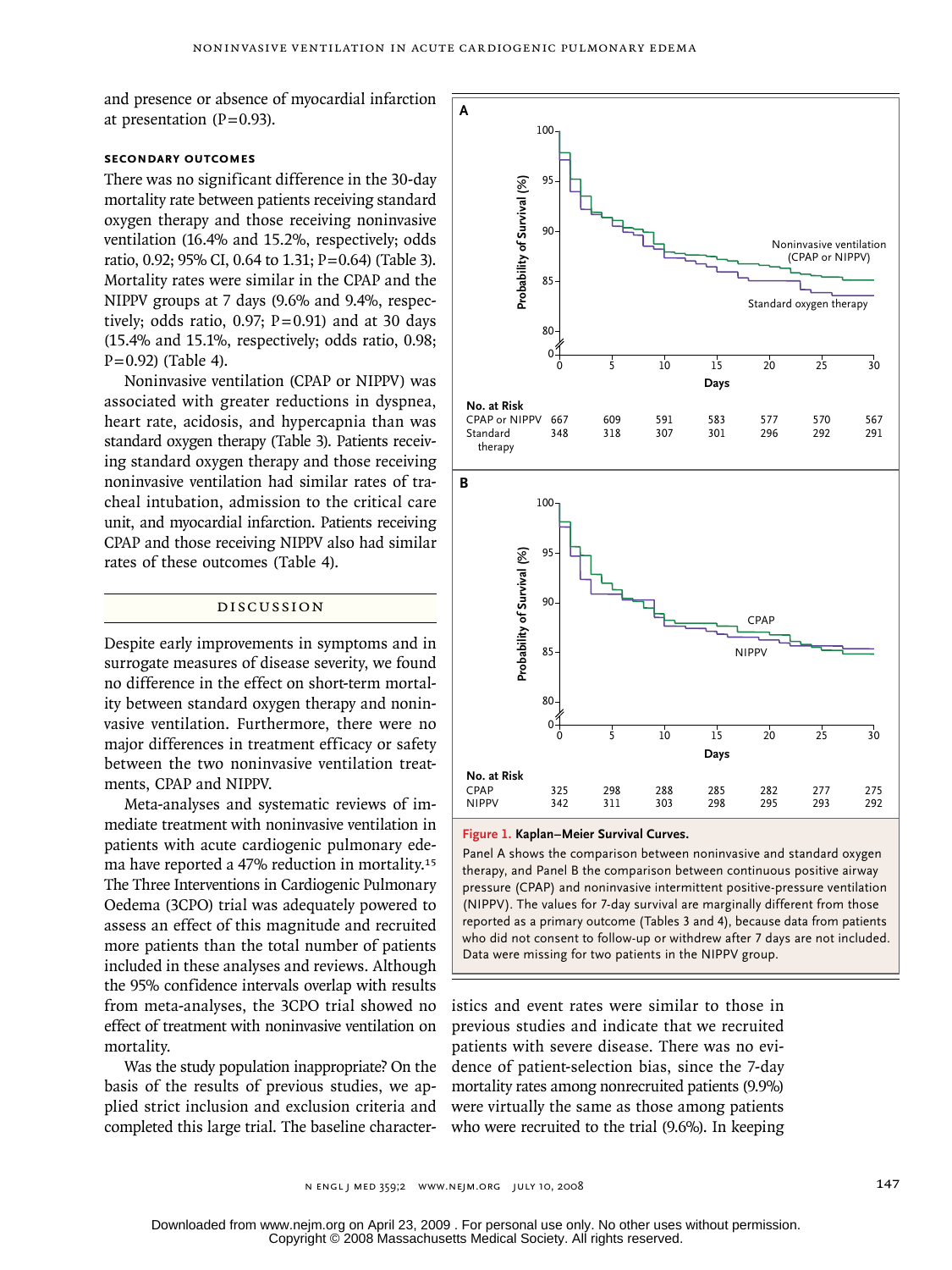and presence or absence of myocardial infarction at presentation (P=0.93).

### Secondary Outcomes

There was no significant difference in the 30-day mortality rate between patients receiving standard oxygen therapy and those receiving noninvasive ventilation (16.4% and 15.2%, respectively; odds ratio, 0.92; 95% CI, 0.64 to 1.31; P=0.64) (Table 3). Mortality rates were similar in the CPAP and the NIPPV groups at 7 days (9.6% and 9.4%, respectively; odds ratio, 0.97; P=0.91) and at 30 days (15.4% and 15.1%, respectively; odds ratio, 0.98; P=0.92) (Table 4).

Noninvasive ventilation (CPAP or NIPPV) was associated with greater reductions in dyspnea, heart rate, acidosis, and hypercapnia than was standard oxygen therapy (Table 3). Patients receiving standard oxygen therapy and those receiving noninvasive ventilation had similar rates of tracheal intubation, admission to the critical care unit, and myocardial infarction. Patients receiving CPAP and those receiving NIPPV also had similar rates of these outcomes (Table 4).

## Discussion

Despite early improvements in symptoms and in surrogate measures of disease severity, we found no difference in the effect on short-term mortality between standard oxygen therapy and noninvasive ventilation. Furthermore, there were no major differences in treatment efficacy or safety between the two noninvasive ventilation treatments, CPAP and NIPPV.

Meta-analyses and systematic reviews of immediate treatment with noninvasive ventilation in patients with acute cardiogenic pulmonary edema have reported a 47% reduction in mortality.[15] The Three Interventions in Cardiogenic Pulmonary Oedema (3CPO) trial was adequately powered to assess an effect of this magnitude and recruited more patients than the total number of patients included in these analyses and reviews. Although the 95% confidence intervals overlap with results from meta-analyses, the 3CPO trial showed no effect of treatment with noninvasive ventilation on mortality.

Was the study population inappropriate? On the basis of the results of previous studies, we applied strict inclusion and exclusion criteria and completed this large trial. The baseline characteristics and event rates were similar to those in previous studies and indicate that we recruited patients with severe disease. There was no evidence of patient-selection bias, since the 7-day mortality rates among nonrecruited patients (9.9%) were virtually the same as those among patients who were recruited to the trial (9.6%). In keeping

**Figure 1. Kaplan–Meier Survival Curves.**

Panel A shows the comparison between noninvasive and standard oxygen therapy, and Panel B the comparison between continuous positive airway pressure (CPAP) and noninvasive intermittent positive-pressure ventilation (NIPPV). The values for 7-day survival are marginally different from those reported as a primary outcome (Tables 3 and 4), because data from patients who did not consent to follow-up or withdrew after 7 days are not included. Data were missing for two patients in the NIPPV group.

Panel A — No. at Risk

| Days | 0 | 5 | 10 | 15 | 20 | 25 | 30 |
|---|---|---|---|---|---|---|---|
| CPAP or NIPPV | 667 | 609 | 591 | 583 | 577 | 570 | 567 |
| Standard therapy | 348 | 318 | 307 | 301 | 296 | 292 | 291 |

Panel B — No. at Risk

| Days | 0 | 5 | 10 | 15 | 20 | 25 | 30 |
|---|---|---|---|---|---|---|---|
| CPAP | 325 | 298 | 288 | 285 | 282 | 277 | 275 |
| NIPPV | 342 | 311 | 303 | 298 | 295 | 293 | 292 |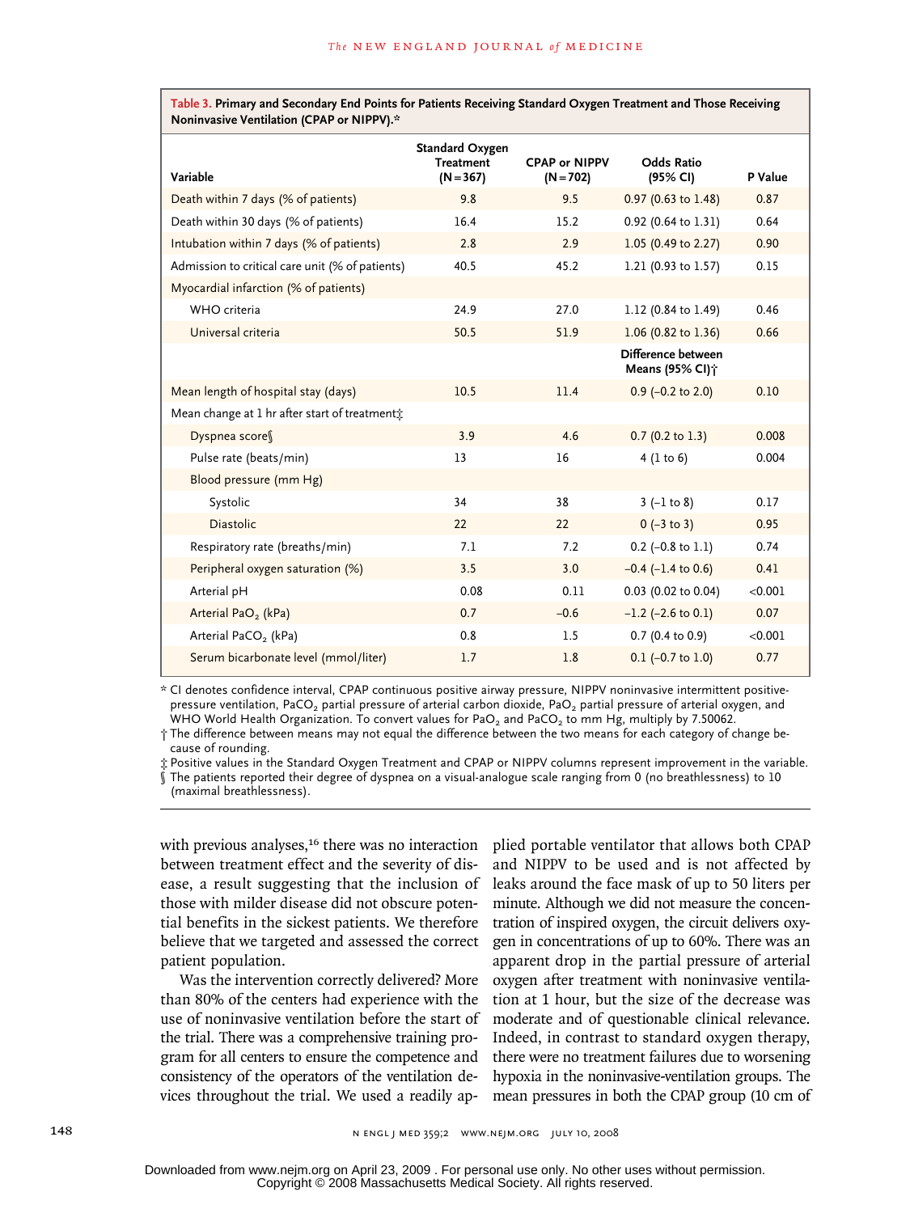**Table 3. Primary and Secondary End Points for Patients Receiving Standard Oxygen Treatment and Those Receiving Noninvasive Ventilation (CPAP or NIPPV).***

| Variable | Standard Oxygen Treatment (N=367) | CPAP or NIPPV (N=702) | Odds Ratio (95% CI) | P Value |
|---|---|---|---|---|
| Death within 7 days (% of patients) | 9.8 | 9.5 | 0.97 (0.63 to 1.48) | 0.87 |
| Death within 30 days (% of patients) | 16.4 | 15.2 | 0.92 (0.64 to 1.31) | 0.64 |
| Intubation within 7 days (% of patients) | 2.8 | 2.9 | 1.05 (0.49 to 2.27) | 0.90 |
| Admission to critical care unit (% of patients) | 40.5 | 45.2 | 1.21 (0.93 to 1.57) | 0.15 |
| Myocardial infarction (% of patients) | | | | |
| WHO criteria | 24.9 | 27.0 | 1.12 (0.84 to 1.49) | 0.46 |
| Universal criteria | 50.5 | 51.9 | 1.06 (0.82 to 1.36) | 0.66 |
| | | | **Difference between Means (95% CI)†** | |
| Mean length of hospital stay (days) | 10.5 | 11.4 | 0.9 (−0.2 to 2.0) | 0.10 |
| Mean change at 1 hr after start of treatment‡ | | | | |
| Dyspnea score§ | 3.9 | 4.6 | 0.7 (0.2 to 1.3) | 0.008 |
| Pulse rate (beats/min) | 13 | 16 | 4 (1 to 6) | 0.004 |
| Blood pressure (mm Hg) | | | | |
| Systolic | 34 | 38 | 3 (−1 to 8) | 0.17 |
| Diastolic | 22 | 22 | 0 (−3 to 3) | 0.95 |
| Respiratory rate (breaths/min) | 7.1 | 7.2 | 0.2 (−0.8 to 1.1) | 0.74 |
| Peripheral oxygen saturation (%) | 3.5 | 3.0 | −0.4 (−1.4 to 0.6) | 0.41 |
| Arterial pH | 0.08 | 0.11 | 0.03 (0.02 to 0.04) | <0.001 |
| Arterial $PaO_2$ (kPa) | 0.7 | −0.6 | −1.2 (−2.6 to 0.1) | 0.07 |
| Arterial $PaCO_2$ (kPa) | 0.8 | 1.5 | 0.7 (0.4 to 0.9) | <0.001 |
| Serum bicarbonate level (mmol/liter) | 1.7 | 1.8 | 0.1 (−0.7 to 1.0) | 0.77 |

\* CI denotes confidence interval, CPAP continuous positive airway pressure, NIPPV noninvasive intermittent positive-pressure ventilation, $PaCO_2$ partial pressure of arterial carbon dioxide, $PaO_2$ partial pressure of arterial oxygen, and WHO World Health Organization. To convert values for $PaO_2$ and $PaCO_2$ to mm Hg, multiply by 7.50062.

† The difference between means may not equal the difference between the two means for each category of change because of rounding.

‡ Positive values in the Standard Oxygen Treatment and CPAP or NIPPV columns represent improvement in the variable.

§ The patients reported their degree of dyspnea on a visual-analogue scale ranging from 0 (no breathlessness) to 10 (maximal breathlessness).

with previous analyses,[16] there was no interaction between treatment effect and the severity of disease, a result suggesting that the inclusion of those with milder disease did not obscure potential benefits in the sickest patients. We therefore believe that we targeted and assessed the correct patient population.

Was the intervention correctly delivered? More than 80% of the centers had experience with the use of noninvasive ventilation before the start of the trial. There was a comprehensive training program for all centers to ensure the competence and consistency of the operators of the ventilation devices throughout the trial. We used a readily applied portable ventilator that allows both CPAP and NIPPV to be used and is not affected by leaks around the face mask of up to 50 liters per minute. Although we did not measure the concentration of inspired oxygen, the circuit delivers oxygen in concentrations of up to 60%. There was an apparent drop in the partial pressure of arterial oxygen after treatment with noninvasive ventilation at 1 hour, but the size of the decrease was moderate and of questionable clinical relevance. Indeed, in contrast to standard oxygen therapy, there were no treatment failures due to worsening hypoxia in the noninvasive-ventilation groups. The mean pressures in both the CPAP group (10 cm of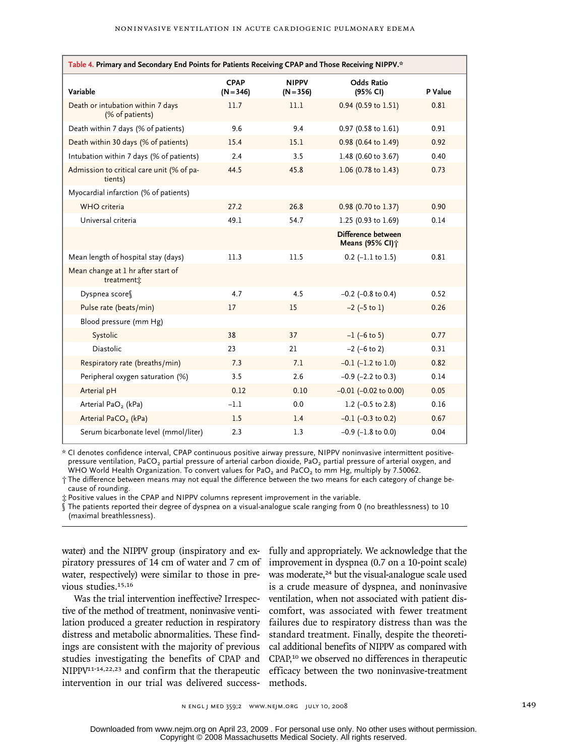**Table 4. Primary and Secondary End Points for Patients Receiving CPAP and Those Receiving NIPPV.***

| Variable | CPAP (N=346) | NIPPV (N=356) | Odds Ratio (95% CI) | P Value |
|---|---|---|---|---|
| Death or intubation within 7 days (% of patients) | 11.7 | 11.1 | 0.94 (0.59 to 1.51) | 0.81 |
| Death within 7 days (% of patients) | 9.6 | 9.4 | 0.97 (0.58 to 1.61) | 0.91 |
| Death within 30 days (% of patients) | 15.4 | 15.1 | 0.98 (0.64 to 1.49) | 0.92 |
| Intubation within 7 days (% of patients) | 2.4 | 3.5 | 1.48 (0.60 to 3.67) | 0.40 |
| Admission to critical care unit (% of patients) | 44.5 | 45.8 | 1.06 (0.78 to 1.43) | 0.73 |
| Myocardial infarction (% of patients) | | | | |
| WHO criteria | 27.2 | 26.8 | 0.98 (0.70 to 1.37) | 0.90 |
| Universal criteria | 49.1 | 54.7 | 1.25 (0.93 to 1.69) | 0.14 |
| | | | **Difference between Means (95% CI)†** | |
| Mean length of hospital stay (days) | 11.3 | 11.5 | 0.2 (−1.1 to 1.5) | 0.81 |
| Mean change at 1 hr after start of treatment‡ | | | | |
| Dyspnea score§ | 4.7 | 4.5 | −0.2 (−0.8 to 0.4) | 0.52 |
| Pulse rate (beats/min) | 17 | 15 | −2 (−5 to 1) | 0.26 |
| Blood pressure (mm Hg) | | | | |
| Systolic | 38 | 37 | −1 (−6 to 5) | 0.77 |
| Diastolic | 23 | 21 | −2 (−6 to 2) | 0.31 |
| Respiratory rate (breaths/min) | 7.3 | 7.1 | −0.1 (−1.2 to 1.0) | 0.82 |
| Peripheral oxygen saturation (%) | 3.5 | 2.6 | −0.9 (−2.2 to 0.3) | 0.14 |
| Arterial pH | 0.12 | 0.10 | −0.01 (−0.02 to 0.00) | 0.05 |
| Arterial $PaO_2$ (kPa) | −1.1 | 0.0 | 1.2 (−0.5 to 2.8) | 0.16 |
| Arterial $PaCO_2$ (kPa) | 1.5 | 1.4 | −0.1 (−0.3 to 0.2) | 0.67 |
| Serum bicarbonate level (mmol/liter) | 2.3 | 1.3 | −0.9 (−1.8 to 0.0) | 0.04 |

\* CI denotes confidence interval, CPAP continuous positive airway pressure, NIPPV noninvasive intermittent positive-pressure ventilation, $PaCO_2$ partial pressure of arterial carbon dioxide, $PaO_2$ partial pressure of arterial oxygen, and WHO World Health Organization. To convert values for $PaO_2$ and $PaCO_2$ to mm Hg, multiply by 7.50062.

† The difference between means may not equal the difference between the two means for each category of change because of rounding.

‡ Positive values in the CPAP and NIPPV columns represent improvement in the variable.

§ The patients reported their degree of dyspnea on a visual-analogue scale ranging from 0 (no breathlessness) to 10 (maximal breathlessness).

water) and the NIPPV group (inspiratory and expiratory pressures of 14 cm of water and 7 cm of water, respectively) were similar to those in previous studies.[15,16]

Was the trial intervention ineffective? Irrespective of the method of treatment, noninvasive ventilation produced a greater reduction in respiratory distress and metabolic abnormalities. These findings are consistent with the majority of previous studies investigating the benefits of CPAP and NIPPV[11-14,22,23] and confirm that the therapeutic intervention in our trial was delivered successfully and appropriately. We acknowledge that the improvement in dyspnea (0.7 on a 10-point scale) was moderate,[24] but the visual-analogue scale used is a crude measure of dyspnea, and noninvasive ventilation, when not associated with patient discomfort, was associated with fewer treatment failures due to respiratory distress than was the standard treatment. Finally, despite the theoretical additional benefits of NIPPV as compared with CPAP,[10] we observed no differences in therapeutic efficacy between the two noninvasive-treatment methods.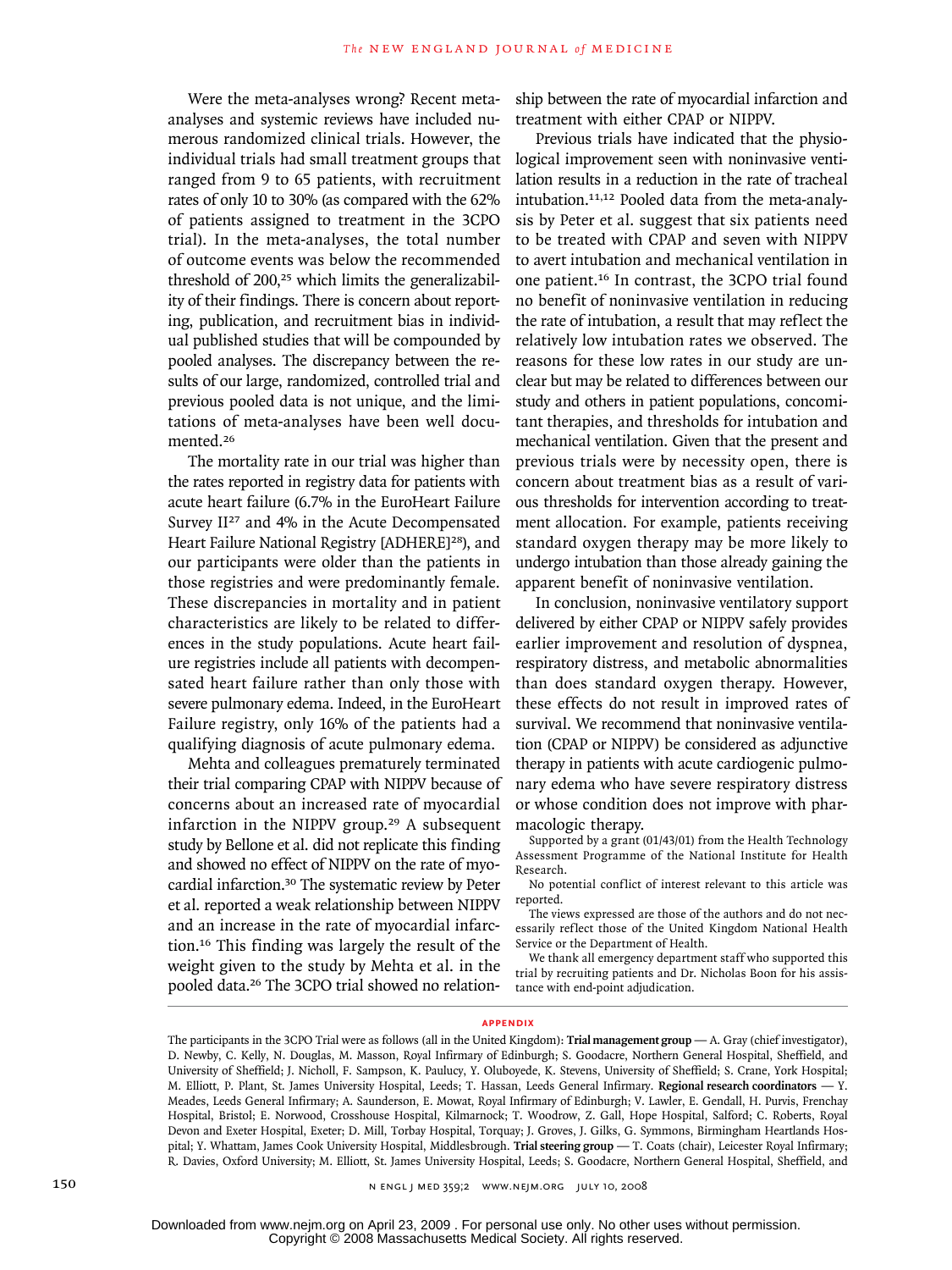Were the meta-analyses wrong? Recent meta-analyses and systemic reviews have included numerous randomized clinical trials. However, the individual trials had small treatment groups that ranged from 9 to 65 patients, with recruitment rates of only 10 to 30% (as compared with the 62% of patients assigned to treatment in the 3CPO trial). In the meta-analyses, the total number of outcome events was below the recommended threshold of 200,[25] which limits the generalizability of their findings. There is concern about reporting, publication, and recruitment bias in individual published studies that will be compounded by pooled analyses. The discrepancy between the results of our large, randomized, controlled trial and previous pooled data is not unique, and the limitations of meta-analyses have been well documented.[26]

The mortality rate in our trial was higher than the rates reported in registry data for patients with acute heart failure (6.7% in the EuroHeart Failure Survey II[27] and 4% in the Acute Decompensated Heart Failure National Registry [ADHERE][28]), and our participants were older than the patients in those registries and were predominantly female. These discrepancies in mortality and in patient characteristics are likely to be related to differences in the study populations. Acute heart failure registries include all patients with decompensated heart failure rather than only those with severe pulmonary edema. Indeed, in the EuroHeart Failure registry, only 16% of the patients had a qualifying diagnosis of acute pulmonary edema.

Mehta and colleagues prematurely terminated their trial comparing CPAP with NIPPV because of concerns about an increased rate of myocardial infarction in the NIPPV group.[29] A subsequent study by Bellone et al. did not replicate this finding and showed no effect of NIPPV on the rate of myocardial infarction.[30] The systematic review by Peter et al. reported a weak relationship between NIPPV and an increase in the rate of myocardial infarction.[16] This finding was largely the result of the weight given to the study by Mehta et al. in the pooled data.[26] The 3CPO trial showed no relationship between the rate of myocardial infarction and treatment with either CPAP or NIPPV.

Previous trials have indicated that the physiological improvement seen with noninvasive ventilation results in a reduction in the rate of tracheal intubation.[11,12] Pooled data from the meta-analysis by Peter et al. suggest that six patients need to be treated with CPAP and seven with NIPPV to avert intubation and mechanical ventilation in one patient.[16] In contrast, the 3CPO trial found no benefit of noninvasive ventilation in reducing the rate of intubation, a result that may reflect the relatively low intubation rates we observed. The reasons for these low rates in our study are unclear but may be related to differences between our study and others in patient populations, concomitant therapies, and thresholds for intubation and mechanical ventilation. Given that the present and previous trials were by necessity open, there is concern about treatment bias as a result of various thresholds for intervention according to treatment allocation. For example, patients receiving standard oxygen therapy may be more likely to undergo intubation than those already gaining the apparent benefit of noninvasive ventilation.

In conclusion, noninvasive ventilatory support delivered by either CPAP or NIPPV safely provides earlier improvement and resolution of dyspnea, respiratory distress, and metabolic abnormalities than does standard oxygen therapy. However, these effects do not result in improved rates of survival. We recommend that noninvasive ventilation (CPAP or NIPPV) be considered as adjunctive therapy in patients with acute cardiogenic pulmonary edema who have severe respiratory distress or whose condition does not improve with pharmacologic therapy.

Supported by a grant (01/43/01) from the Health Technology Assessment Programme of the National Institute for Health Research.

No potential conflict of interest relevant to this article was reported.

The views expressed are those of the authors and do not necessarily reflect those of the United Kingdom National Health Service or the Department of Health.

We thank all emergency department staff who supported this trial by recruiting patients and Dr. Nicholas Boon for his assistance with end-point adjudication.

## APPENDIX

The participants in the 3CPO Trial were as follows (all in the United Kingdom): **Trial management group** — A. Gray (chief investigator), D. Newby, C. Kelly, N. Douglas, M. Masson, Royal Infirmary of Edinburgh; S. Goodacre, Northern General Hospital, Sheffield, and University of Sheffield; J. Nicholl, F. Sampson, K. Paulucy, Y. Oluboyede, K. Stevens, University of Sheffield; S. Crane, York Hospital; M. Elliott, P. Plant, St. James University Hospital, Leeds; T. Hassan, Leeds General Infirmary. **Regional research coordinators** — Y. Meades, Leeds General Infirmary; A. Saunderson, E. Mowat, Royal Infirmary of Edinburgh; V. Lawler, E. Gendall, H. Purvis, Frenchay Hospital, Bristol; E. Norwood, Crosshouse Hospital, Kilmarnock; T. Woodrow, Z. Gall, Hope Hospital, Salford; C. Roberts, Royal Devon and Exeter Hospital, Exeter; D. Mill, Torbay Hospital, Torquay; J. Groves, J. Gilks, G. Symmons, Birmingham Heartlands Hospital; Y. Whattam, James Cook University Hospital, Middlesbrough. **Trial steering group** — T. Coats (chair), Leicester Royal Infirmary; R. Davies, Oxford University; M. Elliott, St. James University Hospital, Leeds; S. Goodacre, Northern General Hospital, Sheffield, and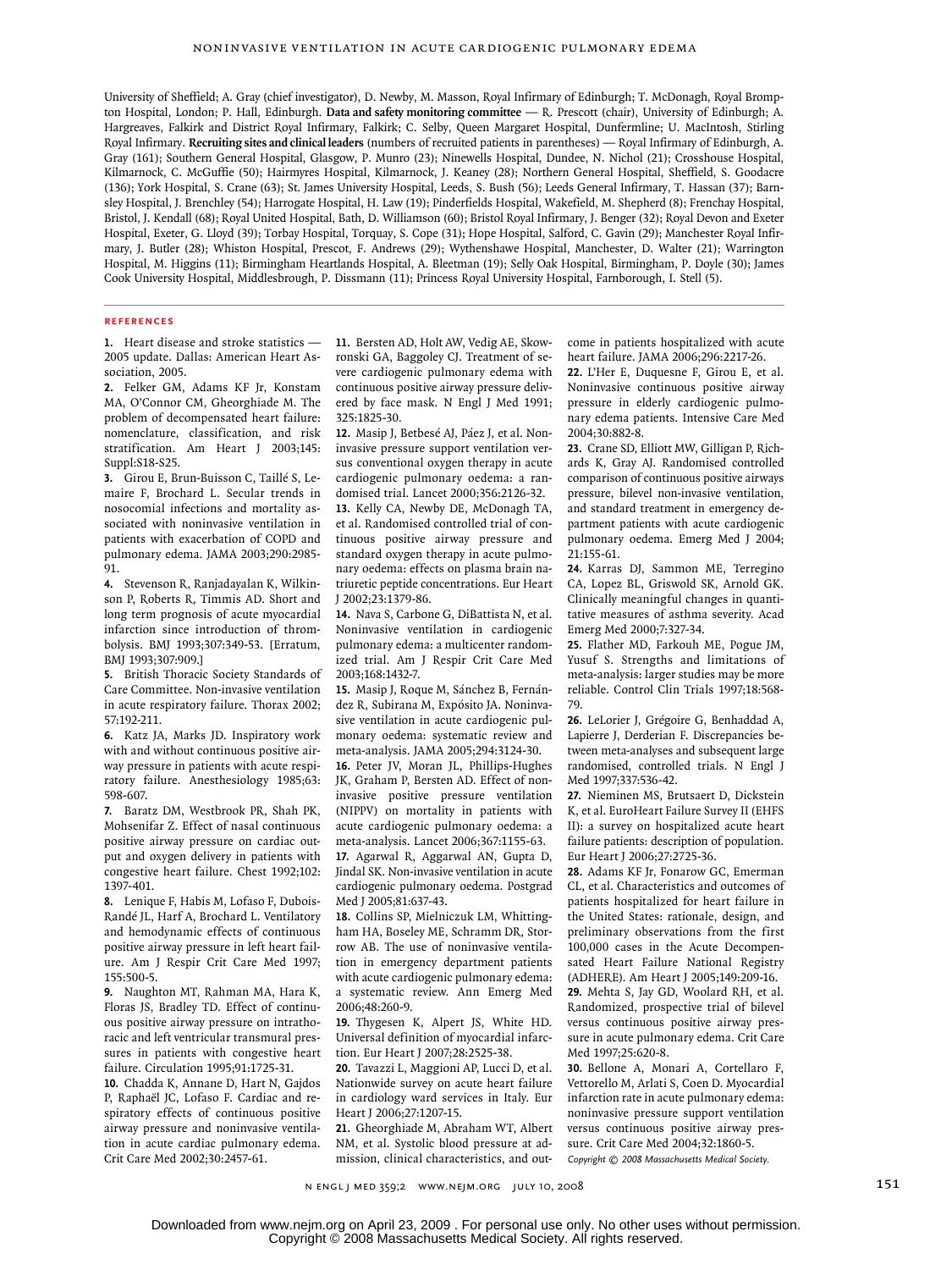University of Sheffield; A. Gray (chief investigator), D. Newby, M. Masson, Royal Infirmary of Edinburgh; T. McDonagh, Royal Brompton Hospital, London; P. Hall, Edinburgh. **Data and safety monitoring committee** — R. Prescott (chair), University of Edinburgh; A. Hargreaves, Falkirk and District Royal Infirmary, Falkirk; C. Selby, Queen Margaret Hospital, Dunfermline; U. MacIntosh, Stirling Royal Infirmary. **Recruiting sites and clinical leaders** (numbers of recruited patients in parentheses) — Royal Infirmary of Edinburgh, A. Gray (161); Southern General Hospital, Glasgow, P. Munro (23); Ninewells Hospital, Dundee, N. Nichol (21); Crosshouse Hospital, Kilmarnock, C. McGuffie (50); Hairmyres Hospital, Kilmarnock, J. Keaney (28); Northern General Hospital, Sheffield, S. Goodacre (136); York Hospital, S. Crane (63); St. James University Hospital, Leeds, S. Bush (56); Leeds General Infirmary, T. Hassan (37); Barnsley Hospital, J. Brenchley (54); Harrogate Hospital, H. Law (19); Pinderfields Hospital, Wakefield, M. Shepherd (8); Frenchay Hospital, Bristol, J. Kendall (68); Royal United Hospital, Bath, D. Williamson (60); Bristol Royal Infirmary, J. Benger (32); Royal Devon and Exeter Hospital, Exeter, G. Lloyd (39); Torbay Hospital, Torquay, S. Cope (31); Hope Hospital, Salford, C. Gavin (29); Manchester Royal Infirmary, J. Butler (28); Whiston Hospital, Prescot, F. Andrews (29); Wythenshawe Hospital, Manchester, D. Walter (21); Warrington Hospital, M. Higgins (11); Birmingham Heartlands Hospital, A. Bleetman (19); Selly Oak Hospital, Birmingham, P. Doyle (30); James Cook University Hospital, Middlesbrough, P. Dissmann (11); Princess Royal University Hospital, Farnborough, I. Stell (5).

## References

1. Heart disease and stroke statistics — 2005 update. Dallas: American Heart Association, 2005.
2. Felker GM, Adams KF Jr, Konstam MA, O'Connor CM, Gheorghiade M. The problem of decompensated heart failure: nomenclature, classification, and risk stratification. Am Heart J 2003;145: Suppl:S18-S25.
3. Girou E, Brun-Buisson C, Taillé S, Lemaire F, Brochard L. Secular trends in nosocomial infections and mortality associated with noninvasive ventilation in patients with exacerbation of COPD and pulmonary edema. JAMA 2003;290:2985-91.
4. Stevenson R, Ranjadayalan K, Wilkinson P, Roberts R, Timmis AD. Short and long term prognosis of acute myocardial infarction since introduction of thrombolysis. BMJ 1993;307:349-53. [Erratum, BMJ 1993;307:909.]
5. British Thoracic Society Standards of Care Committee. Non-invasive ventilation in acute respiratory failure. Thorax 2002; 57:192-211.
6. Katz JA, Marks JD. Inspiratory work with and without continuous positive airway pressure in patients with acute respiratory failure. Anesthesiology 1985;63: 598-607.
7. Baratz DM, Westbrook PR, Shah PK, Mohsenifar Z. Effect of nasal continuous positive airway pressure on cardiac output and oxygen delivery in patients with congestive heart failure. Chest 1992;102: 1397-401.
8. Lenique F, Habis M, Lofaso F, Dubois-Randé JL, Harf A, Brochard L. Ventilatory and hemodynamic effects of continuous positive airway pressure in left heart failure. Am J Respir Crit Care Med 1997; 155:500-5.
9. Naughton MT, Rahman MA, Hara K, Floras JS, Bradley TD. Effect of continuous positive airway pressure on intrathoracic and left ventricular transmural pressures in patients with congestive heart failure. Circulation 1995;91:1725-31.
10. Chadda K, Annane D, Hart N, Gajdos P, Raphaël JC, Lofaso F. Cardiac and respiratory effects of continuous positive airway pressure and noninvasive ventilation in acute cardiac pulmonary edema. Crit Care Med 2002;30:2457-61.
11. Bersten AD, Holt AW, Vedig AE, Skowronski GA, Baggoley CJ. Treatment of severe cardiogenic pulmonary edema with continuous positive airway pressure delivered by face mask. N Engl J Med 1991; 325:1825-30.
12. Masip J, Betbesé AJ, Páez J, et al. Noninvasive pressure support ventilation versus conventional oxygen therapy in acute cardiogenic pulmonary oedema: a randomised trial. Lancet 2000;356:2126-32.
13. Kelly CA, Newby DE, McDonagh TA, et al. Randomised controlled trial of continuous positive airway pressure and standard oxygen therapy in acute pulmonary oedema: effects on plasma brain natriuretic peptide concentrations. Eur Heart J 2002;23:1379-86.
14. Nava S, Carbone G, DiBattista N, et al. Noninvasive ventilation in cardiogenic pulmonary edema: a multicenter randomized trial. Am J Respir Crit Care Med 2003;168:1432-7.
15. Masip J, Roque M, Sánchez B, Fernández R, Subirana M, Expósito JA. Noninvasive ventilation in acute cardiogenic pulmonary oedema: systematic review and meta-analysis. JAMA 2005;294:3124-30.
16. Peter JV, Moran JL, Phillips-Hughes JK, Graham P, Bersten AD. Effect of noninvasive positive pressure ventilation (NIPPV) on mortality in patients with acute cardiogenic pulmonary oedema: a meta-analysis. Lancet 2006;367:1155-63.
17. Agarwal R, Aggarwal AN, Gupta D, Jindal SK. Non-invasive ventilation in acute cardiogenic pulmonary oedema. Postgrad Med J 2005;81:637-43.
18. Collins SP, Mielniczuk LM, Whittingham HA, Boseley ME, Schramm DR, Storrow AB. The use of noninvasive ventilation in emergency department patients with acute cardiogenic pulmonary edema: a systematic review. Ann Emerg Med 2006;48:260-9.
19. Thygesen K, Alpert JS, White HD. Universal definition of myocardial infarction. Eur Heart J 2007;28:2525-38.
20. Tavazzi L, Maggioni AP, Lucci D, et al. Nationwide survey on acute heart failure in cardiology ward services in Italy. Eur Heart J 2006;27:1207-15.
21. Gheorghiade M, Abraham WT, Albert NM, et al. Systolic blood pressure at admission, clinical characteristics, and outcome in patients hospitalized with acute heart failure. JAMA 2006;296:2217-26.
22. L'Her E, Duquesne F, Girou E, et al. Noninvasive continuous positive airway pressure in elderly cardiogenic pulmonary edema patients. Intensive Care Med 2004;30:882-8.
23. Crane SD, Elliott MW, Gilligan P, Richards K, Gray AJ. Randomised controlled comparison of continuous positive airways pressure, bilevel non-invasive ventilation, and standard treatment in emergency department patients with acute cardiogenic pulmonary oedema. Emerg Med J 2004; 21:155-61.
24. Karras DJ, Sammon ME, Terregino CA, Lopez BL, Griswold SK, Arnold GK. Clinically meaningful changes in quantitative measures of asthma severity. Acad Emerg Med 2000;7:327-34.
25. Flather MD, Farkouh ME, Pogue JM, Yusuf S. Strengths and limitations of meta-analysis: larger studies may be more reliable. Control Clin Trials 1997;18:568-79.
26. LeLorier J, Grégoire G, Benhaddad A, Lapierre J, Derderian F. Discrepancies between meta-analyses and subsequent large randomised, controlled trials. N Engl J Med 1997;337:536-42.
27. Nieminen MS, Brutsaert D, Dickstein K, et al. EuroHeart Failure Survey II (EHFS II): a survey on hospitalized acute heart failure patients: description of population. Eur Heart J 2006;27:2725-36.
28. Adams KF Jr, Fonarow GC, Emerman CL, et al. Characteristics and outcomes of patients hospitalized for heart failure in the United States: rationale, design, and preliminary observations from the first 100,000 cases in the Acute Decompensated Heart Failure National Registry (ADHERE). Am Heart J 2005;149:209-16.
29. Mehta S, Jay GD, Woolard RH, et al. Randomized, prospective trial of bilevel versus continuous positive airway pressure in acute pulmonary edema. Crit Care Med 1997;25:620-8.
30. Bellone A, Monari A, Cortellaro F, Vettorello M, Arlati S, Coen D. Myocardial infarction rate in acute pulmonary edema: noninvasive pressure support ventilation versus continuous positive airway pressure. Crit Care Med 2004;32:1860-5.

*Copyright © 2008 Massachusetts Medical Society.*